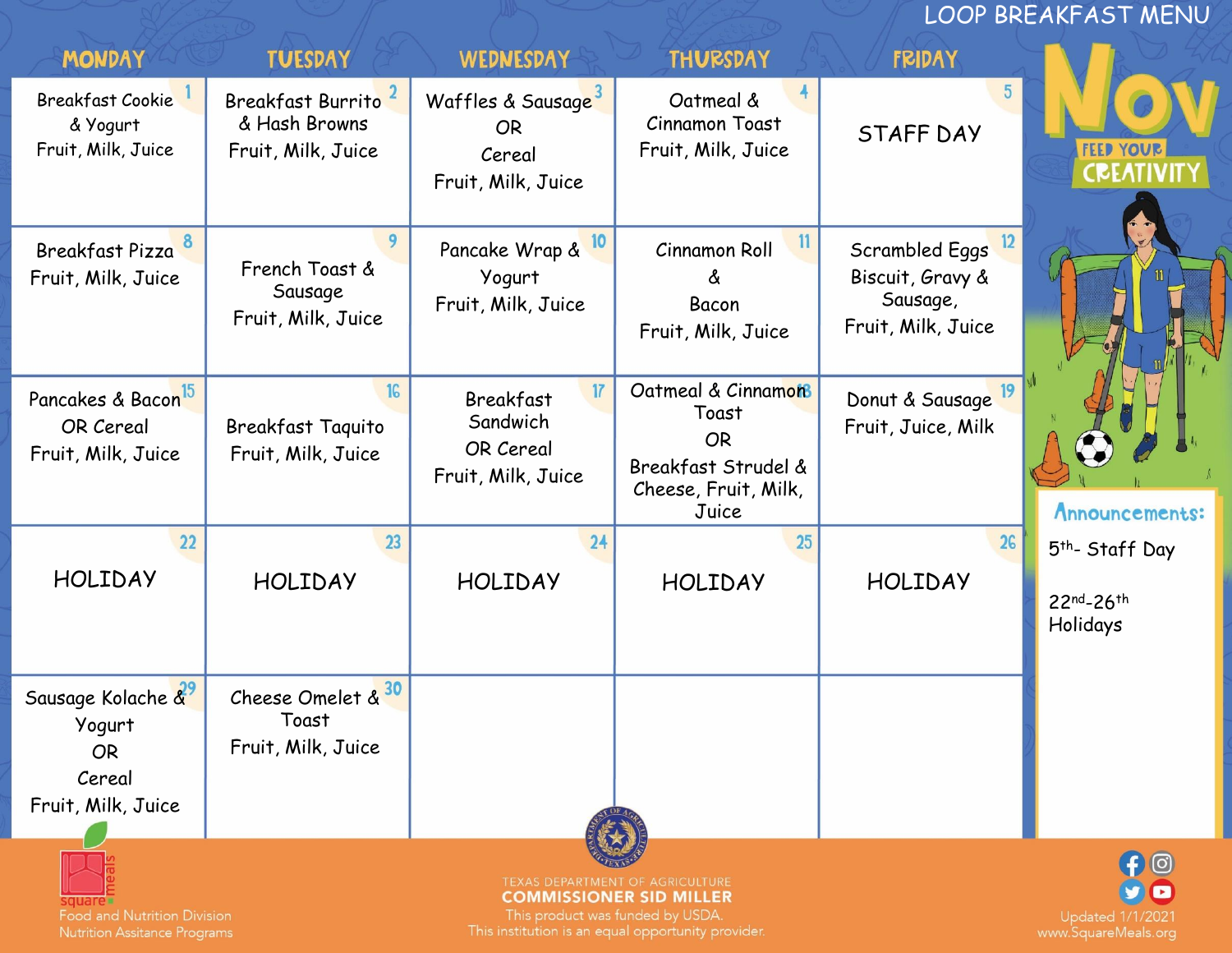# LOOP BREAKFAST MENU

# Nov

**FEED YOUR CREATIVITY**

| MONDAY | TUESDAY | WEDNESDAY | THURSDAY | FRIDAY |
|---|---|---|---|---|
| 1 Breakfast Cookie & Yogurt Fruit, Milk, Juice | 2 Breakfast Burrito & Hash Browns Fruit, Milk, Juice | 3 Waffles & Sausage OR Cereal Fruit, Milk, Juice | 4 Oatmeal & Cinnamon Toast Fruit, Milk, Juice | 5 STAFF DAY |
| 8 Breakfast Pizza Fruit, Milk, Juice | 9 French Toast & Sausage Fruit, Milk, Juice | 10 Pancake Wrap & Yogurt Fruit, Milk, Juice | 11 Cinnamon Roll & Bacon Fruit, Milk, Juice | 12 Scrambled Eggs Biscuit, Gravy & Sausage, Fruit, Milk, Juice |
| 15 Pancakes & Bacon OR Cereal Fruit, Milk, Juice | 16 Breakfast Taquito Fruit, Milk, Juice | 17 Breakfast Sandwich OR Cereal Fruit, Milk, Juice | 18 Oatmeal & Cinnamon Toast OR Breakfast Strudel & Cheese, Fruit, Milk, Juice | 19 Donut & Sausage Fruit, Juice, Milk |
| 22 HOLIDAY | 23 HOLIDAY | 24 HOLIDAY | 25 HOLIDAY | 26 HOLIDAY |
| 29 Sausage Kolache & Yogurt OR Cereal Fruit, Milk, Juice | 30 Cheese Omelet & Toast Fruit, Milk, Juice | | | |

**Announcements:**

5th- Staff Day

22nd-26th Holidays

square meals
Food and Nutrition Division
Nutrition Assitance Programs

TEXAS DEPARTMENT OF AGRICULTURE
COMMISSIONER SID MILLER
This product was funded by USDA.
This institution is an equal opportunity provider.

Updated 1/1/2021
www.SquareMeals.org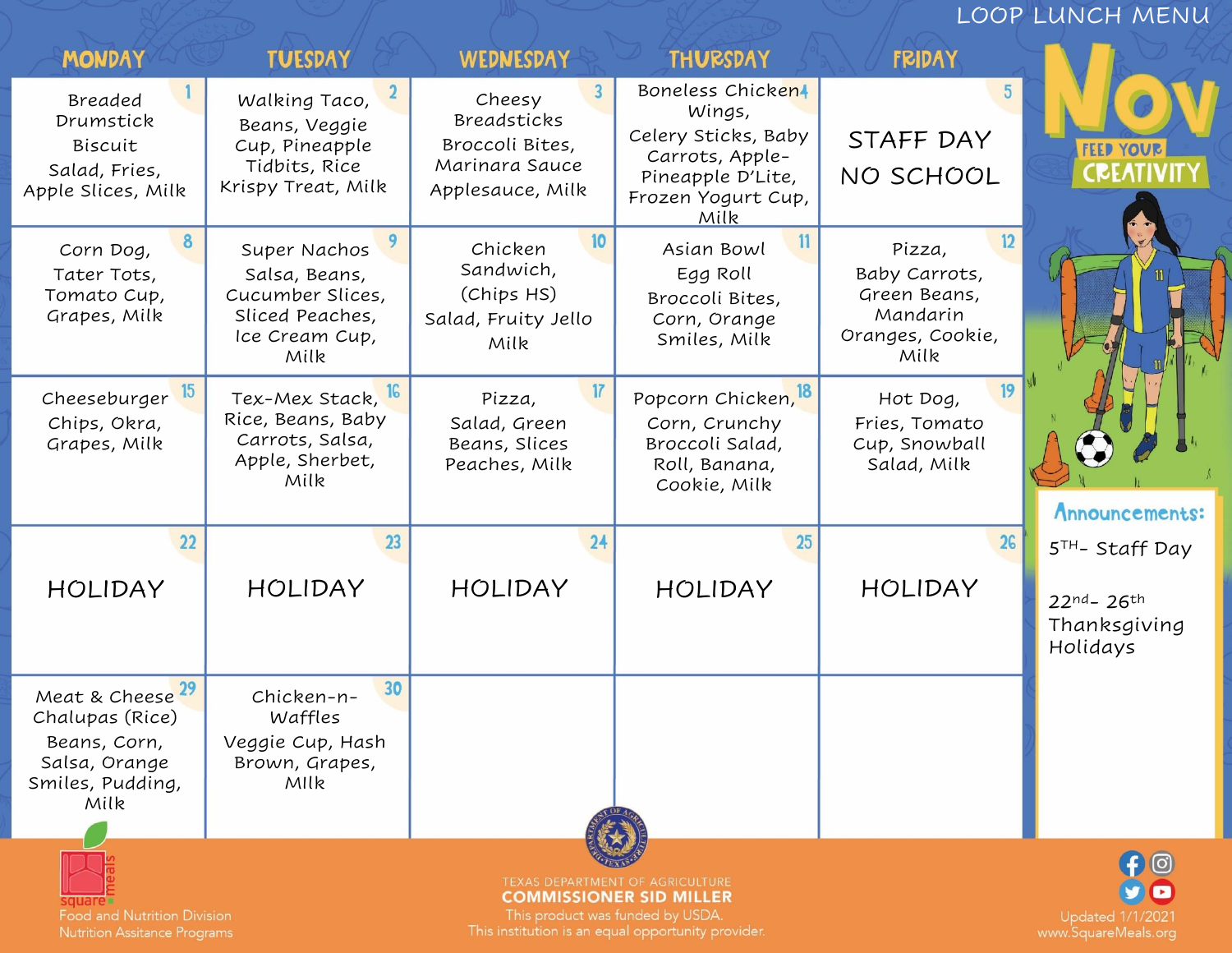# LOOP LUNCH MENU

# Nov

FEED YOUR CREATIVITY

| MONDAY | TUESDAY | WEDNESDAY | THURSDAY | FRIDAY |
|---|---|---|---|---|
| 1 Breaded Drumstick Biscuit Salad, Fries, Apple Slices, Milk | 2 Walking Taco, Beans, Veggie Cup, Pineapple Tidbits, Rice Krispy Treat, Milk | 3 Cheesy Breadsticks Broccoli Bites, Marinara Sauce Applesauce, Milk | 4 Boneless Chicken Wings, Celery Sticks, Baby Carrots, Apple-Pineapple D'Lite, Frozen Yogurt Cup, Milk | 5 STAFF DAY NO SCHOOL |
| 8 Corn Dog, Tater Tots, Tomato Cup, Grapes, Milk | 9 Super Nachos Salsa, Beans, Cucumber Slices, Sliced Peaches, Ice Cream Cup, Milk | 10 Chicken Sandwich, (Chips HS) Salad, Fruity Jello Milk | 11 Asian Bowl Egg Roll Broccoli Bites, Corn, Orange Smiles, Milk | 12 Pizza, Baby Carrots, Green Beans, Mandarin Oranges, Cookie, Milk |
| 15 Cheeseburger Chips, Okra, Grapes, Milk | 16 Tex-Mex Stack, Rice, Beans, Baby Carrots, Salsa, Apple, Sherbet, Milk | 17 Pizza, Salad, Green Beans, Slices Peaches, Milk | 18 Popcorn Chicken, Corn, Crunchy Broccoli Salad, Roll, Banana, Cookie, Milk | 19 Hot Dog, Fries, Tomato Cup, Snowball Salad, Milk |
| 22 HOLIDAY | 23 HOLIDAY | 24 HOLIDAY | 25 HOLIDAY | 26 HOLIDAY |
| 29 Meat & Cheese Chalupas (Rice) Beans, Corn, Salsa, Orange Smiles, Pudding, Milk | 30 Chicken-n-Waffles Veggie Cup, Hash Brown, Grapes, Milk | | | |

**Announcements:**

5TH- Staff Day

22nd- 26th Thanksgiving Holidays

square meals
Food and Nutrition Division
Nutrition Assitance Programs

TEXAS DEPARTMENT OF AGRICULTURE
**COMMISSIONER SID MILLER**
This product was funded by USDA.
This institution is an equal opportunity provider.

Updated 1/1/2021
www.SquareMeals.org